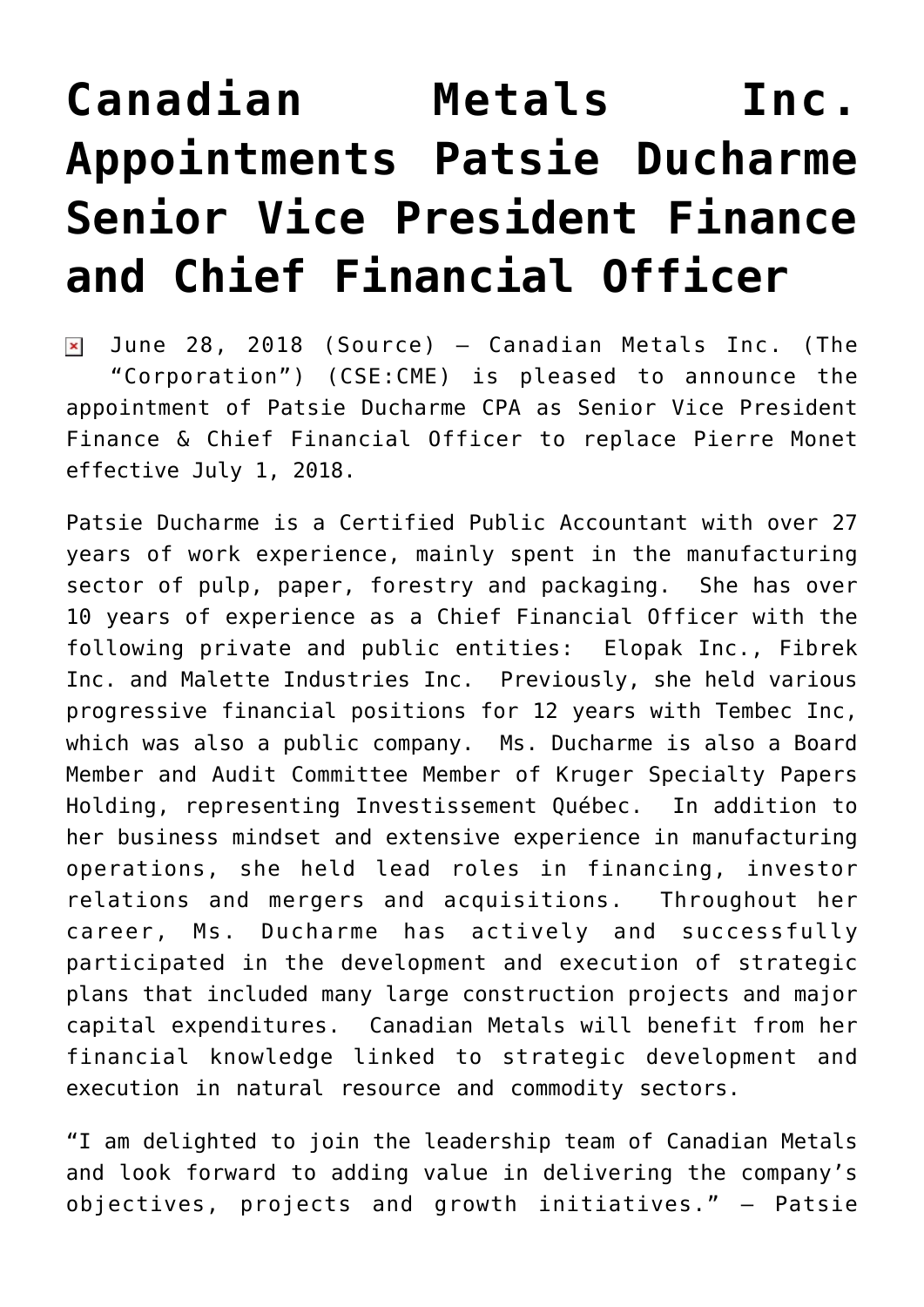# Canadian Metals Inc. Appointments Patsie Ducharme Senior Vice President Finance and Chief Financial Officer

June 28, 2018 (Source) — Canadian Metals Inc. (The "Corporation") (CSE:CME) is pleased to announce the appointment of Patsie Ducharme CPA as Senior Vice President Finance & Chief Financial Officer to replace Pierre Monet effective July 1, 2018.

Patsie Ducharme is a Certified Public Accountant with over 27 years of work experience, mainly spent in the manufacturing sector of pulp, paper, forestry and packaging. She has over 10 years of experience as a Chief Financial Officer with the following private and public entities: Elopak Inc., Fibrek Inc. and Malette Industries Inc. Previously, she held various progressive financial positions for 12 years with Tembec Inc, which was also a public company. Ms. Ducharme is also a Board Member and Audit Committee Member of Kruger Specialty Papers Holding, representing Investissement Québec. In addition to her business mindset and extensive experience in manufacturing operations, she held lead roles in financing, investor relations and mergers and acquisitions. Throughout her career, Ms. Ducharme has actively and successfully participated in the development and execution of strategic plans that included many large construction projects and major capital expenditures. Canadian Metals will benefit from her financial knowledge linked to strategic development and execution in natural resource and commodity sectors.

"I am delighted to join the leadership team of Canadian Metals and look forward to adding value in delivering the company's objectives, projects and growth initiatives." — Patsie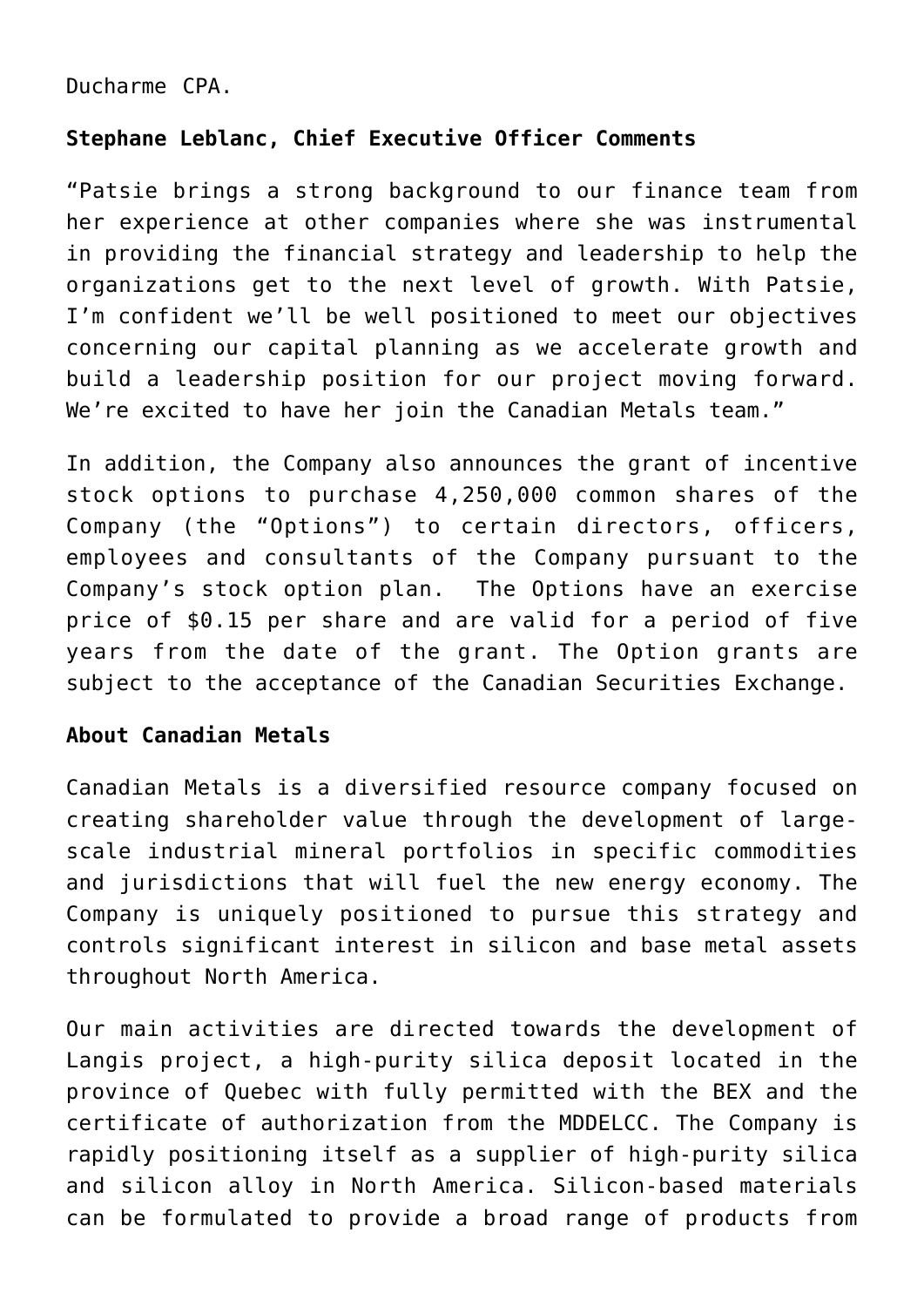Ducharme CPA.

**Stephane Leblanc, Chief Executive Officer Comments**

“Patsie brings a strong background to our finance team from her experience at other companies where she was instrumental in providing the financial strategy and leadership to help the organizations get to the next level of growth. With Patsie, I’m confident we’ll be well positioned to meet our objectives concerning our capital planning as we accelerate growth and build a leadership position for our project moving forward. We’re excited to have her join the Canadian Metals team.”

In addition, the Company also announces the grant of incentive stock options to purchase 4,250,000 common shares of the Company (the “Options”) to certain directors, officers, employees and consultants of the Company pursuant to the Company’s stock option plan. The Options have an exercise price of $0.15 per share and are valid for a period of five years from the date of the grant. The Option grants are subject to the acceptance of the Canadian Securities Exchange.

**About Canadian Metals**

Canadian Metals is a diversified resource company focused on creating shareholder value through the development of large-scale industrial mineral portfolios in specific commodities and jurisdictions that will fuel the new energy economy. The Company is uniquely positioned to pursue this strategy and controls significant interest in silicon and base metal assets throughout North America.

Our main activities are directed towards the development of Langis project, a high-purity silica deposit located in the province of Quebec with fully permitted with the BEX and the certificate of authorization from the MDDELCC. The Company is rapidly positioning itself as a supplier of high-purity silica and silicon alloy in North America. Silicon-based materials can be formulated to provide a broad range of products from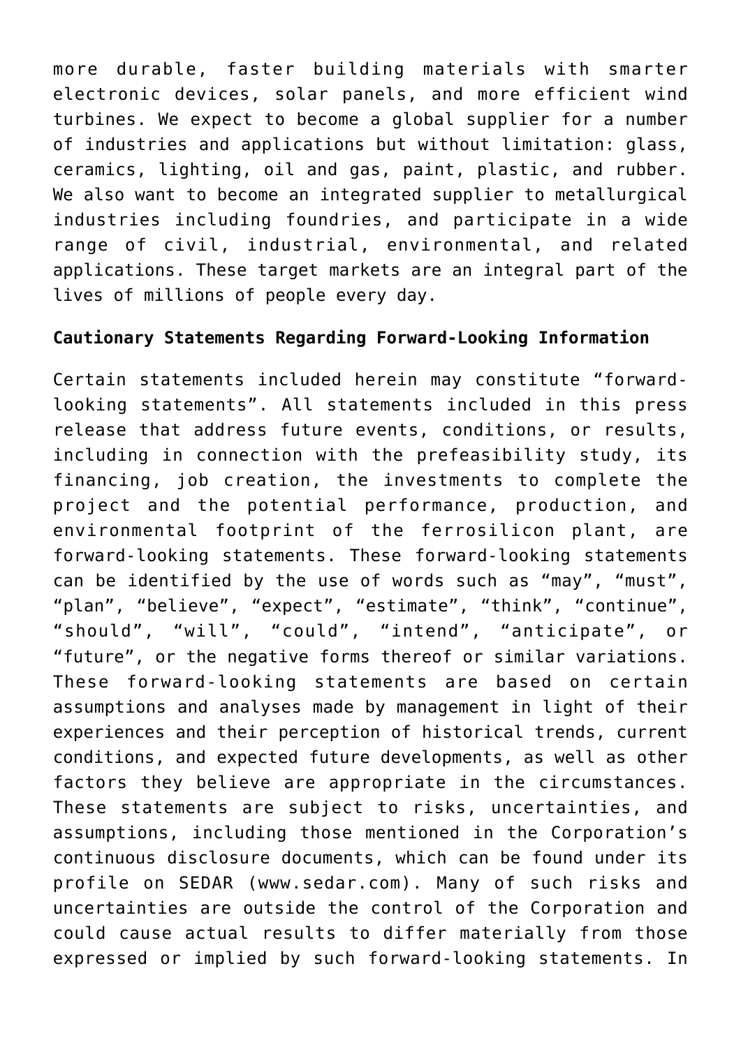more durable, faster building materials with smarter electronic devices, solar panels, and more efficient wind turbines. We expect to become a global supplier for a number of industries and applications but without limitation: glass, ceramics, lighting, oil and gas, paint, plastic, and rubber. We also want to become an integrated supplier to metallurgical industries including foundries, and participate in a wide range of civil, industrial, environmental, and related applications. These target markets are an integral part of the lives of millions of people every day.

**Cautionary Statements Regarding Forward-Looking Information**

Certain statements included herein may constitute “forward-looking statements”. All statements included in this press release that address future events, conditions, or results, including in connection with the prefeasibility study, its financing, job creation, the investments to complete the project and the potential performance, production, and environmental footprint of the ferrosilicon plant, are forward-looking statements. These forward-looking statements can be identified by the use of words such as “may”, “must”, “plan”, “believe”, “expect”, “estimate”, “think”, “continue”, “should”, “will”, “could”, “intend”, “anticipate”, or “future”, or the negative forms thereof or similar variations. These forward-looking statements are based on certain assumptions and analyses made by management in light of their experiences and their perception of historical trends, current conditions, and expected future developments, as well as other factors they believe are appropriate in the circumstances. These statements are subject to risks, uncertainties, and assumptions, including those mentioned in the Corporation’s continuous disclosure documents, which can be found under its profile on SEDAR (www.sedar.com). Many of such risks and uncertainties are outside the control of the Corporation and could cause actual results to differ materially from those expressed or implied by such forward-looking statements. In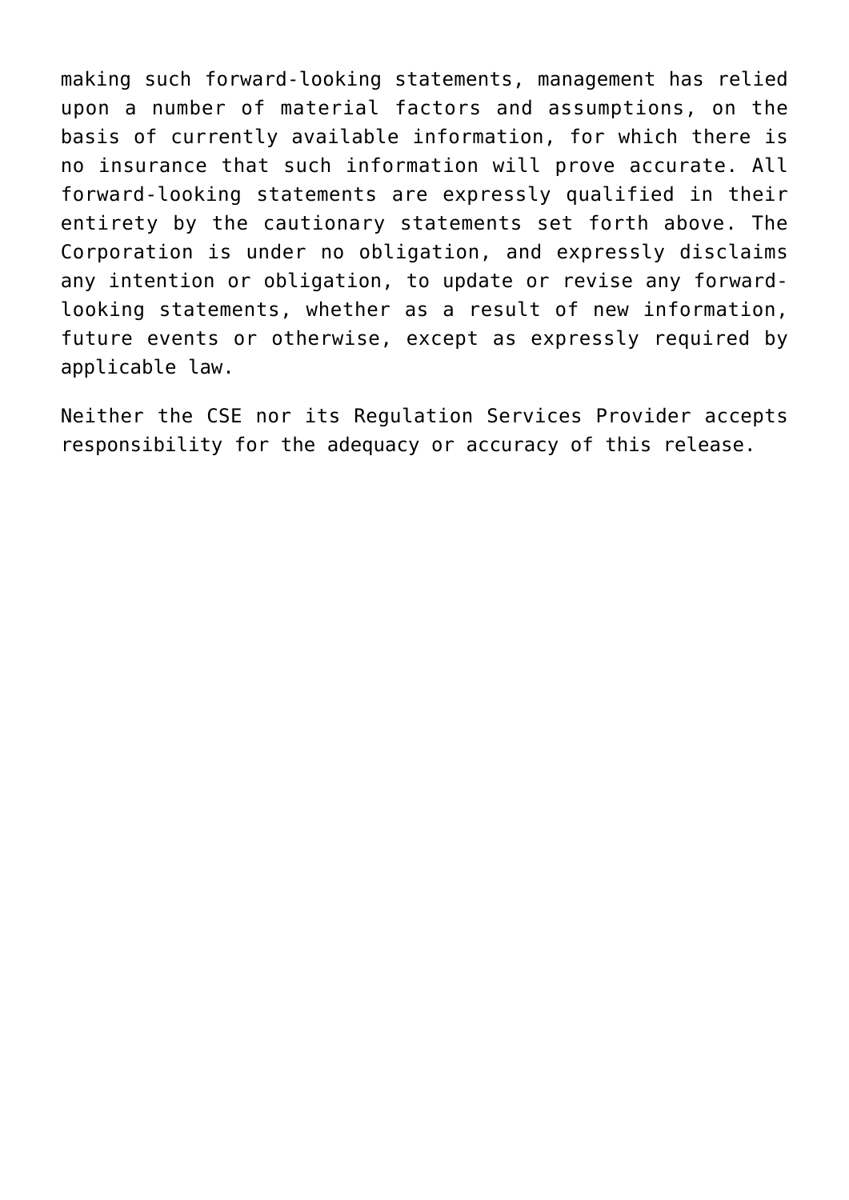making such forward-looking statements, management has relied upon a number of material factors and assumptions, on the basis of currently available information, for which there is no insurance that such information will prove accurate. All forward-looking statements are expressly qualified in their entirety by the cautionary statements set forth above. The Corporation is under no obligation, and expressly disclaims any intention or obligation, to update or revise any forward-looking statements, whether as a result of new information, future events or otherwise, except as expressly required by applicable law.

Neither the CSE nor its Regulation Services Provider accepts responsibility for the adequacy or accuracy of this release.